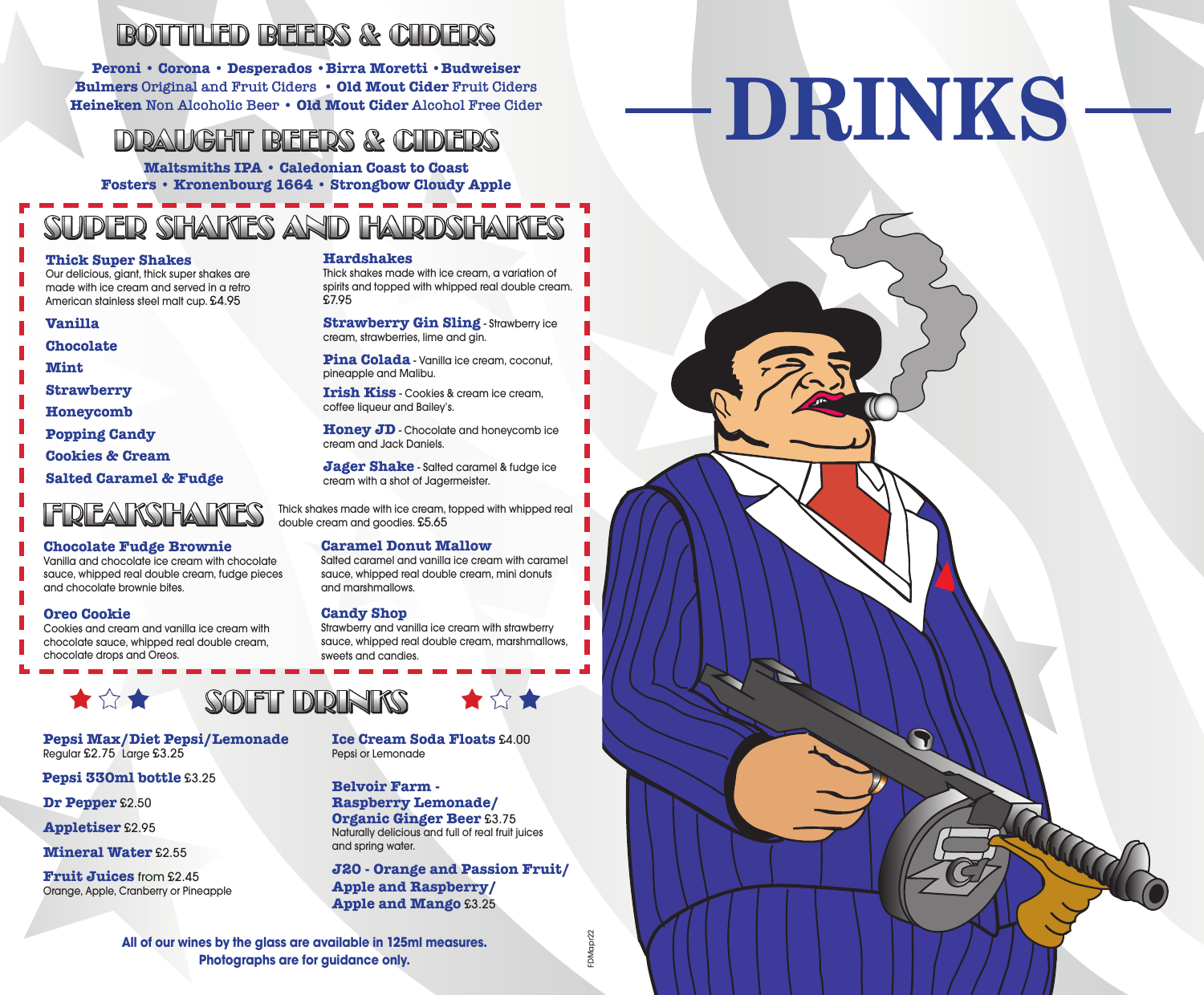# DRINKS

## BOTTLED BEERS & CIDERS

**Peroni** • **Corona** • **Desperados** • **Birra Moretti** • **Budweiser**
**Bulmers** Original and Fruit Ciders • **Old Mout Cider** Fruit Ciders
**Heineken** Non Alcoholic Beer • **Old Mout Cider** Alcohol Free Cider

## DRAUGHT BEERS & CIDERS

**Maltsmiths IPA** • **Caledonian Coast to Coast**
**Fosters** • **Kronenbourg 1664** • **Strongbow Cloudy Apple**

## SUPER SHAKES AND HARDSHAKES

### Thick Super Shakes

Our delicious, giant, thick super shakes are made with ice cream and served in a retro American stainless steel malt cup. £4.95

- **Vanilla**
- **Chocolate**
- **Mint**
- **Strawberry**
- **Honeycomb**
- **Popping Candy**
- **Cookies & Cream**
- **Salted Caramel & Fudge**

### Hardshakes

Thick shakes made with ice cream, a variation of spirits and topped with whipped real double cream. £7.95

**Strawberry Gin Sling** - Strawberry ice cream, strawberries, lime and gin.

**Pina Colada** - Vanilla ice cream, coconut, pineapple and Malibu.

**Irish Kiss** - Cookies & cream ice cream, coffee liqueur and Bailey's.

**Honey JD** - Chocolate and honeycomb ice cream and Jack Daniels.

**Jager Shake** - Salted caramel & fudge ice cream with a shot of Jagermeister.

## FREAKSHAKES

Thick shakes made with ice cream, topped with whipped real double cream and goodies. £5.65

**Chocolate Fudge Brownie**
Vanilla and chocolate ice cream with chocolate sauce, whipped real double cream, fudge pieces and chocolate brownie bites.

**Oreo Cookie**
Cookies and cream and vanilla ice cream with chocolate sauce, whipped real double cream, chocolate drops and Oreos.

**Caramel Donut Mallow**
Salted caramel and vanilla ice cream with caramel sauce, whipped real double cream, mini donuts and marshmallows.

**Candy Shop**
Strawberry and vanilla ice cream with strawberry sauce, whipped real double cream, marshmallows, sweets and candies.

## SOFT DRINKS

**Pepsi Max/Diet Pepsi/Lemonade**
Regular £2.75 Large £3.25

**Pepsi 330ml bottle** £3.25

**Dr Pepper** £2.50

**Appletiser** £2.95

**Mineral Water** £2.55

**Fruit Juices** from £2.45
Orange, Apple, Cranberry or Pineapple

**Ice Cream Soda Floats** £4.00
Pepsi or Lemonade

**Belvoir Farm - Raspberry Lemonade/ Organic Ginger Beer** £3.75
Naturally delicious and full of real fruit juices and spring water.

**J2O - Orange and Passion Fruit/ Apple and Raspberry/ Apple and Mango** £3.25

**All of our wines by the glass are available in 125ml measures.**
**Photographs are for guidance only.**

FDMapr22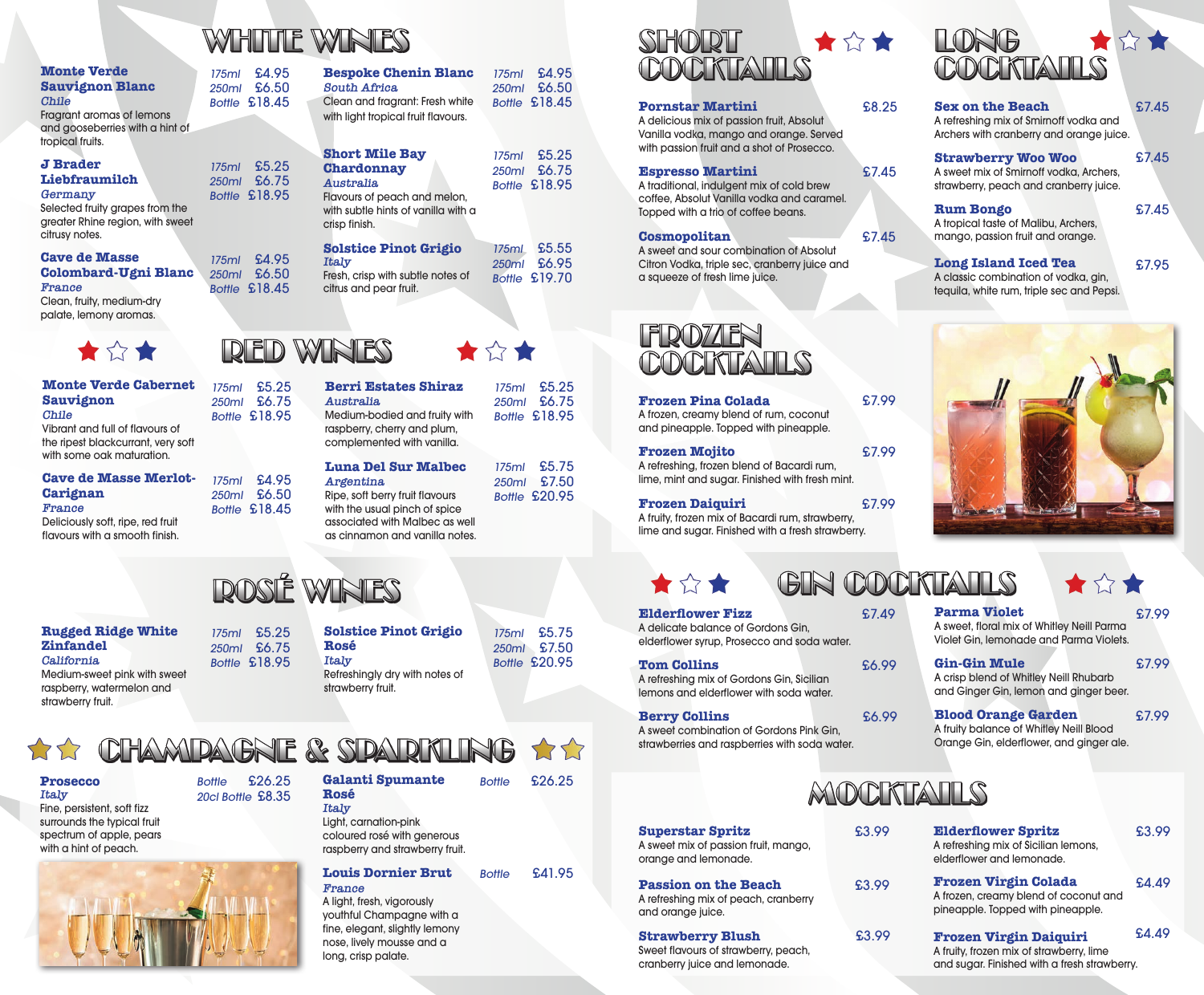# WHITE WINES

**Monte Verde Sauvignon Blanc**
*Chile*
Fragrant aromas of lemons and gooseberries with a hint of tropical fruits.

175ml £4.95 | 250ml £6.50 | Bottle £18.45

**J Brader Liebfraumilch**
*Germany*
Selected fruity grapes from the greater Rhine region, with sweet citrusy notes.

175ml £5.25 | 250ml £6.75 | Bottle £18.95

**Cave de Masse Colombard-Ugni Blanc**
*France*
Clean, fruity, medium-dry palate, lemony aromas.

175ml £4.95 | 250ml £6.50 | Bottle £18.45

**Bespoke Chenin Blanc**
*South Africa*
Clean and fragrant: Fresh white with light tropical fruit flavours.

175ml £4.95 | 250ml £6.50 | Bottle £18.45

**Short Mile Bay Chardonnay**
*Australia*
Flavours of peach and melon, with subtle hints of vanilla with a crisp finish.

175ml £5.25 | 250ml £6.75 | Bottle £18.95

**Solstice Pinot Grigio**
*Italy*
Fresh, crisp with subtle notes of citrus and pear fruit.

175ml £5.55 | 250ml £6.95 | Bottle £19.70

# RED WINES

**Monte Verde Cabernet Sauvignon**
*Chile*
Vibrant and full of flavours of the ripest blackcurrant, very soft with some oak maturation.

175ml £5.25 | 250ml £6.75 | Bottle £18.95

**Cave de Masse Merlot-Carignan**
*France*
Deliciously soft, ripe, red fruit flavours with a smooth finish.

175ml £4.95 | 250ml £6.50 | Bottle £18.45

**Berri Estates Shiraz**
*Australia*
Medium-bodied and fruity with raspberry, cherry and plum, complemented with vanilla.

175ml £5.25 | 250ml £6.75 | Bottle £18.95

**Luna Del Sur Malbec**
*Argentina*
Ripe, soft berry fruit flavours with the usual pinch of spice associated with Malbec as well as cinnamon and vanilla notes.

175ml £5.75 | 250ml £7.50 | Bottle £20.95

# ROSÉ WINES

**Rugged Ridge White Zinfandel**
*California*
Medium-sweet pink with sweet raspberry, watermelon and strawberry fruit.

175ml £5.25 | 250ml £6.75 | Bottle £18.95

**Solstice Pinot Grigio Rosé**
*Italy*
Refreshingly dry with notes of strawberry fruit.

175ml £5.75 | 250ml £7.50 | Bottle £20.95

# CHAMPAGNE & SPARKLING

**Prosecco**
*Italy*
Fine, persistent, soft fizz surrounds the typical fruit spectrum of apple, pears with a hint of peach.

Bottle £26.25 | 20cl Bottle £8.35

**Galanti Spumante Rosé**
*Italy*
Light, carnation-pink coloured rosé with generous raspberry and strawberry fruit.

Bottle £26.25

**Louis Dornier Brut**
*France*
A light, fresh, vigorously youthful Champagne with a fine, elegant, slightly lemony nose, lively mousse and a long, crisp palate.

Bottle £41.95

# SHORT COCKTAILS

**Pornstar Martini** £8.25
A delicious mix of passion fruit, Absolut Vanilla vodka, mango and orange. Served with passion fruit and a shot of Prosecco.

**Espresso Martini** £7.45
A traditional, indulgent mix of cold brew coffee, Absolut Vanilla vodka and caramel. Topped with a trio of coffee beans.

**Cosmopolitan** £7.45
A sweet and sour combination of Absolut Citron Vodka, triple sec, cranberry juice and a squeeze of fresh lime juice.

# LONG COCKTAILS

**Sex on the Beach** £7.45
A refreshing mix of Smirnoff vodka and Archers with cranberry and orange juice.

**Strawberry Woo Woo** £7.45
A sweet mix of Smirnoff vodka, Archers, strawberry, peach and cranberry juice.

**Rum Bongo** £7.45
A tropical taste of Malibu, Archers, mango, passion fruit and orange.

**Long Island Iced Tea** £7.95
A classic combination of vodka, gin, tequila, white rum, triple sec and Pepsi.

# FROZEN COCKTAILS

**Frozen Pina Colada** £7.99
A frozen, creamy blend of rum, coconut and pineapple. Topped with pineapple.

**Frozen Mojito** £7.99
A refreshing, frozen blend of Bacardi rum, lime, mint and sugar. Finished with fresh mint.

**Frozen Daiquiri** £7.99
A fruity, frozen mix of Bacardi rum, strawberry, lime and sugar. Finished with a fresh strawberry.

# GIN COCKTAILS

**Elderflower Fizz** £7.49
A delicate balance of Gordons Gin, elderflower syrup, Prosecco and soda water.

**Tom Collins** £6.99
A refreshing mix of Gordons Gin, Sicilian lemons and elderflower with soda water.

**Berry Collins** £6.99
A sweet combination of Gordons Pink Gin, strawberries and raspberries with soda water.

**Parma Violet** £7.99
A sweet, floral mix of Whitley Neill Parma Violet Gin, lemonade and Parma Violets.

**Gin-Gin Mule** £7.99
A crisp blend of Whitley Neill Rhubarb and Ginger Gin, lemon and ginger beer.

**Blood Orange Garden** £7.99
A fruity balance of Whitley Neill Blood Orange Gin, elderflower, and ginger ale.

# MOCKTAILS

**Superstar Spritz** £3.99
A sweet mix of passion fruit, mango, orange and lemonade.

**Passion on the Beach** £3.99
A refreshing mix of peach, cranberry and orange juice.

**Strawberry Blush** £3.99
Sweet flavours of strawberry, peach, cranberry juice and lemonade.

**Elderflower Spritz** £3.99
A refreshing mix of Sicilian lemons, elderflower and lemonade.

**Frozen Virgin Colada** £4.49
A frozen, creamy blend of coconut and pineapple. Topped with pineapple.

**Frozen Virgin Daiquiri** £4.49
A fruity, frozen mix of strawberry, lime and sugar. Finished with a fresh strawberry.